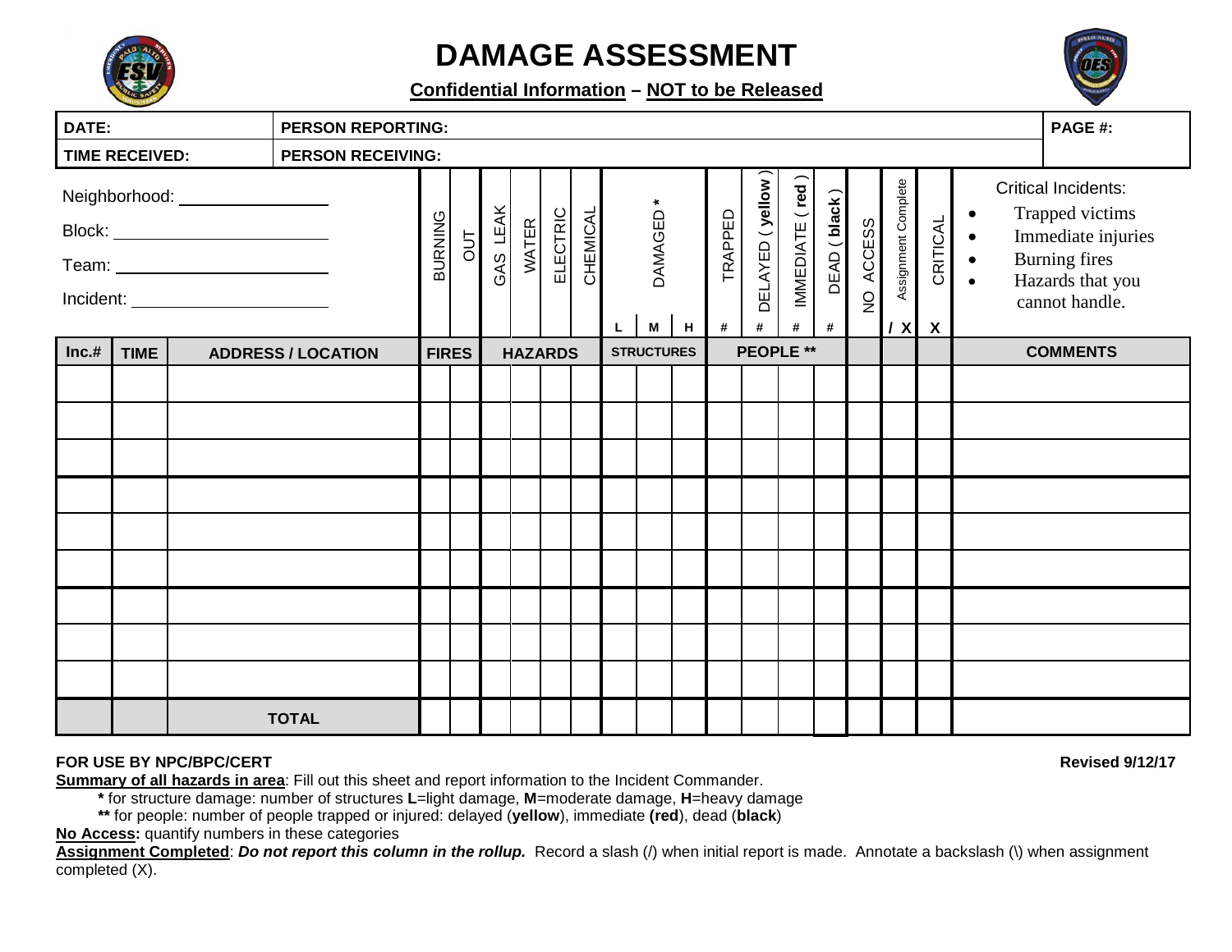# DAMAGE ASSESSMENT

**Confidential Information – NOT to be Released**

| DATE: | PERSON REPORTING: | PAGE #: |
|---|---|---|
| TIME RECEIVED: | PERSON RECEIVING: | |

Neighborhood: ______________

Block: ______________

Team: ______________

Incident: ______________

| Inc.# | TIME | ADDRESS / LOCATION | FIRES | | HAZARDS | | | | STRUCTURES | | | PEOPLE ** | | | | | | | COMMENTS |
|---|---|---|---|---|---|---|---|---|---|---|---|---|---|---|---|---|---|---|---|
| | | | BURNING | OUT | GAS LEAK | WATER | ELECTRIC | CHEMICAL | DAMAGED * L | DAMAGED * M | DAMAGED * H | TRAPPED # | DELAYED ( yellow ) # | IMMEDIATE ( red ) # | DEAD ( black ) # | NO ACCESS | Assignment Complete / X | CRITICAL X | Critical Incidents: Trapped victims; Immediate injuries; Burning fires; Hazards that you cannot handle. |
| | | | | | | | | | | | | | | | | | | | |
| | | | | | | | | | | | | | | | | | | | |
| | | | | | | | | | | | | | | | | | | | |
| | | | | | | | | | | | | | | | | | | | |
| | | | | | | | | | | | | | | | | | | | |
| | | | | | | | | | | | | | | | | | | | |
| | | | | | | | | | | | | | | | | | | | |
| | | | | | | | | | | | | | | | | | | | |
| | | | | | | | | | | | | | | | | | | | |
| | | TOTAL | | | | | | | | | | | | | | | | | |

**FOR USE BY NPC/BPC/CERT** **Revised 9/12/17**

**Summary of all hazards in area**: Fill out this sheet and report information to the Incident Commander.

- ***** for structure damage: number of structures **L**=light damage, **M**=moderate damage, **H**=heavy damage
- **\*\*** for people: number of people trapped or injured: delayed (**yellow**), immediate **(red**), dead (**black**)

**No Access:** quantify numbers in these categories

**Assignment Completed**: ***Do not report this column in the rollup.*** Record a slash (/) when initial report is made. Annotate a backslash (\) when assignment completed (X).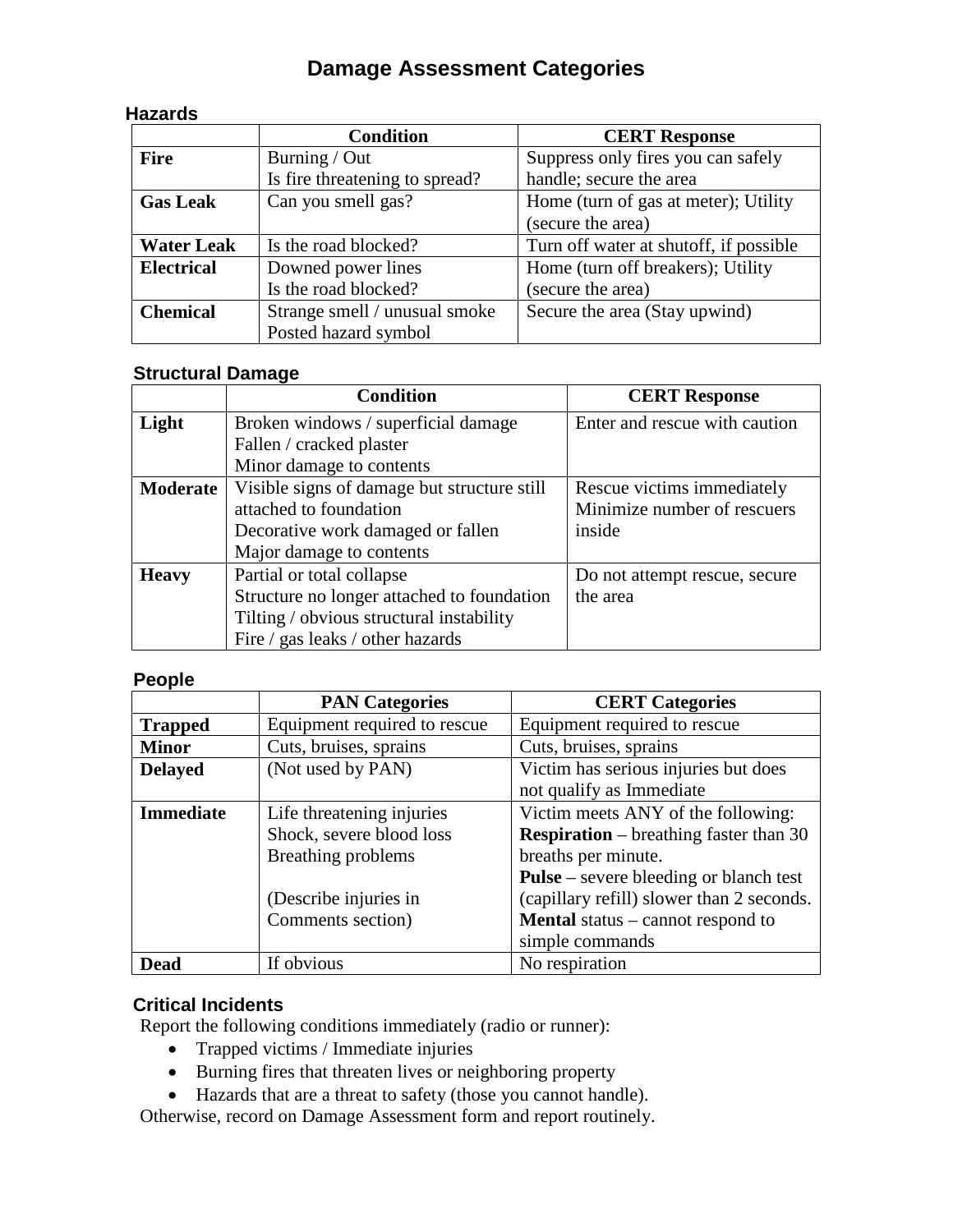# Damage Assessment Categories

## Hazards

| | Condition | CERT Response |
|---|---|---|
| **Fire** | Burning / Out<br>Is fire threatening to spread? | Suppress only fires you can safely handle; secure the area |
| **Gas Leak** | Can you smell gas? | Home (turn of gas at meter); Utility (secure the area) |
| **Water Leak** | Is the road blocked? | Turn off water at shutoff, if possible |
| **Electrical** | Downed power lines<br>Is the road blocked? | Home (turn off breakers); Utility (secure the area) |
| **Chemical** | Strange smell / unusual smoke<br>Posted hazard symbol | Secure the area (Stay upwind) |

## Structural Damage

| | Condition | CERT Response |
|---|---|---|
| **Light** | Broken windows / superficial damage<br>Fallen / cracked plaster<br>Minor damage to contents | Enter and rescue with caution |
| **Moderate** | Visible signs of damage but structure still attached to foundation<br>Decorative work damaged or fallen<br>Major damage to contents | Rescue victims immediately<br>Minimize number of rescuers inside |
| **Heavy** | Partial or total collapse<br>Structure no longer attached to foundation<br>Tilting / obvious structural instability<br>Fire / gas leaks / other hazards | Do not attempt rescue, secure the area |

## People

| | PAN Categories | CERT Categories |
|---|---|---|
| **Trapped** | Equipment required to rescue | Equipment required to rescue |
| **Minor** | Cuts, bruises, sprains | Cuts, bruises, sprains |
| **Delayed** | (Not used by PAN) | Victim has serious injuries but does not qualify as Immediate |
| **Immediate** | Life threatening injuries<br>Shock, severe blood loss<br>Breathing problems<br><br>(Describe injuries in Comments section) | Victim meets ANY of the following:<br>**Respiration** – breathing faster than 30 breaths per minute.<br>**Pulse** – severe bleeding or blanch test (capillary refill) slower than 2 seconds.<br>**Mental** status – cannot respond to simple commands |
| **Dead** | If obvious | No respiration |

## Critical Incidents

Report the following conditions immediately (radio or runner):

- Trapped victims / Immediate injuries
- Burning fires that threaten lives or neighboring property
- Hazards that are a threat to safety (those you cannot handle).

Otherwise, record on Damage Assessment form and report routinely.